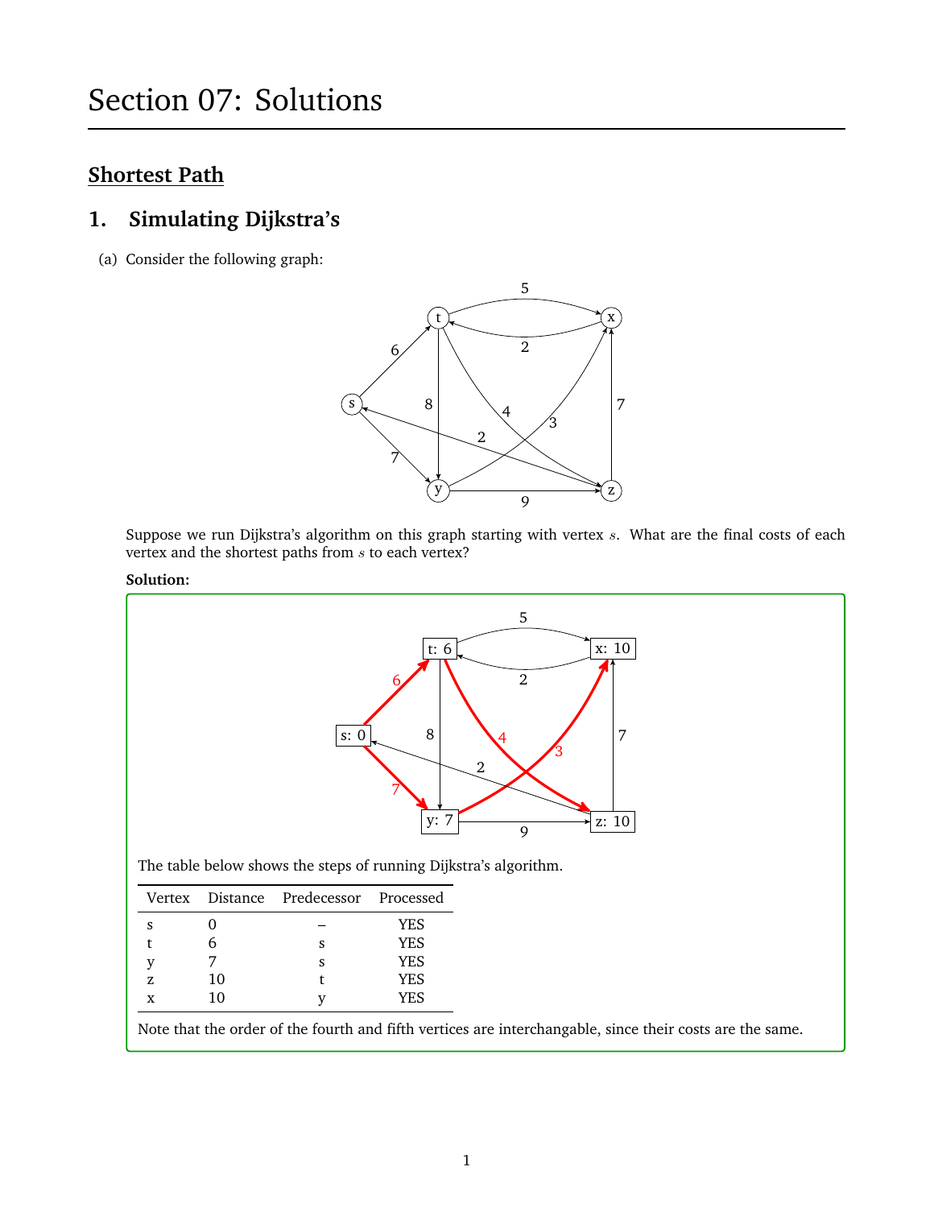# Section 07: Solutions

## Shortest Path

### 1. Simulating Dijkstra's

(a) Consider the following graph:

Suppose we run Dijkstra's algorithm on this graph starting with vertex $s$. What are the final costs of each vertex and the shortest paths from $s$ to each vertex?

**Solution:**

The table below shows the steps of running Dijkstra's algorithm.

| Vertex | Distance | Predecessor | Processed |
| --- | --- | --- | --- |
| s | 0 | – | YES |
| t | 6 | s | YES |
| y | 7 | s | YES |
| z | 10 | t | YES |
| x | 10 | y | YES |

Note that the order of the fourth and fifth vertices are interchangable, since their costs are the same.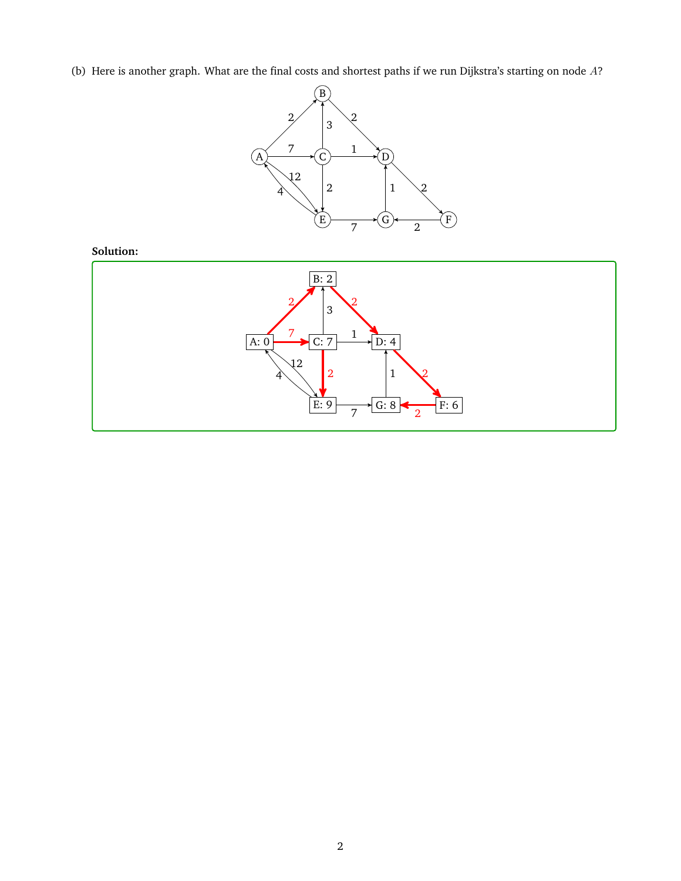(b) Here is another graph. What are the final costs and shortest paths if we run Dijkstra's starting on node $A$?

**Solution:**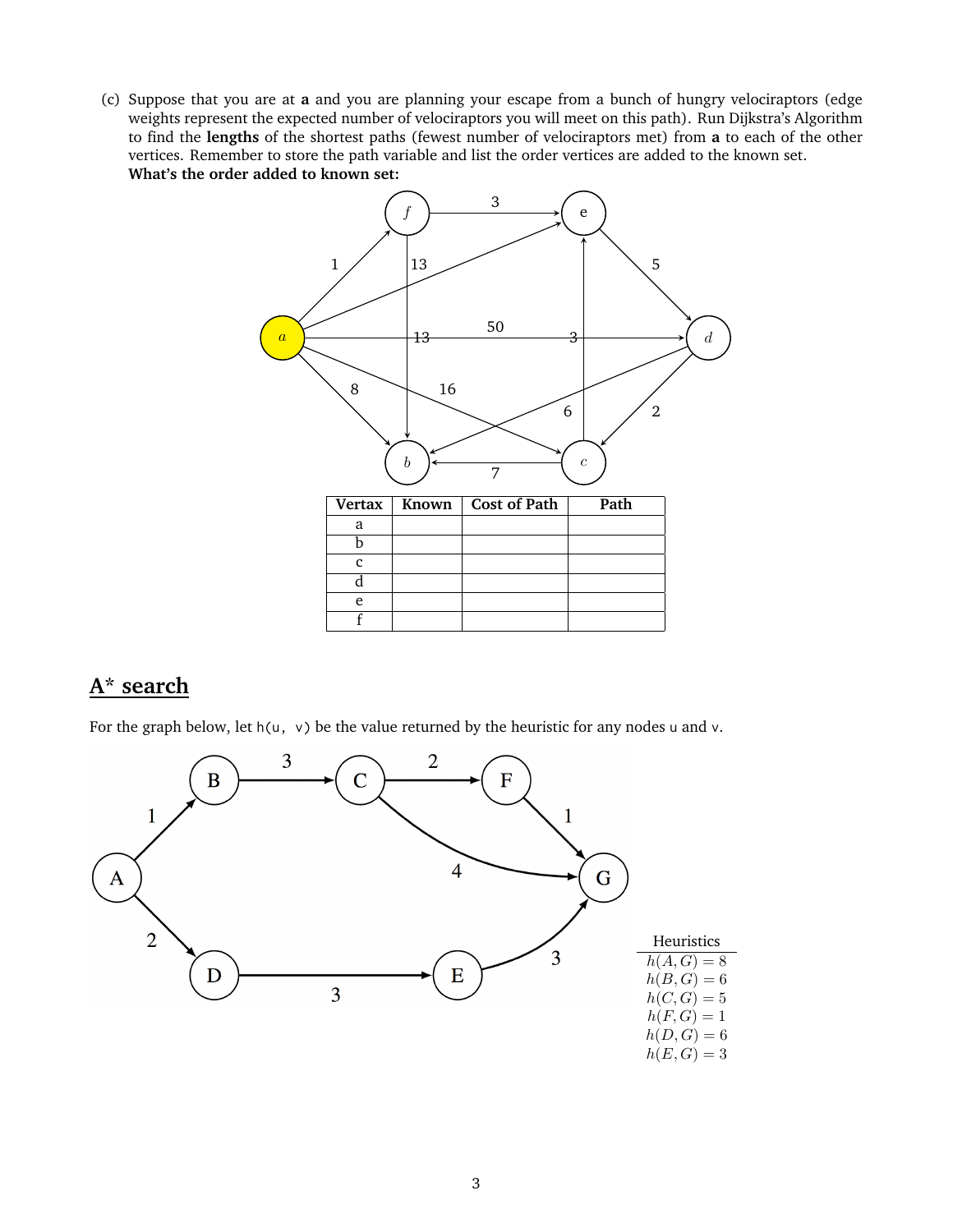(c) Suppose that you are at **a** and you are planning your escape from a bunch of hungry velociraptors (edge weights represent the expected number of velociraptors you will meet on this path). Run Dijkstra's Algorithm to find the **lengths** of the shortest paths (fewest number of velociraptors met) from **a** to each of the other vertices. Remember to store the path variable and list the order vertices are added to the known set.

**What's the order added to known set:**

| Vertex | Known | Cost of Path | Path |
|---|---|---|---|
| a | | | |
| b | | | |
| c | | | |
| d | | | |
| e | | | |
| f | | | |

## A* search

For the graph below, let `h(u, v)` be the value returned by the heuristic for any nodes `u` and `v`.

| Heuristics |
|---|
| $h(A,G) = 8$ |
| $h(B,G) = 6$ |
| $h(C,G) = 5$ |
| $h(F,G) = 1$ |
| $h(D,G) = 6$ |
| $h(E,G) = 3$ |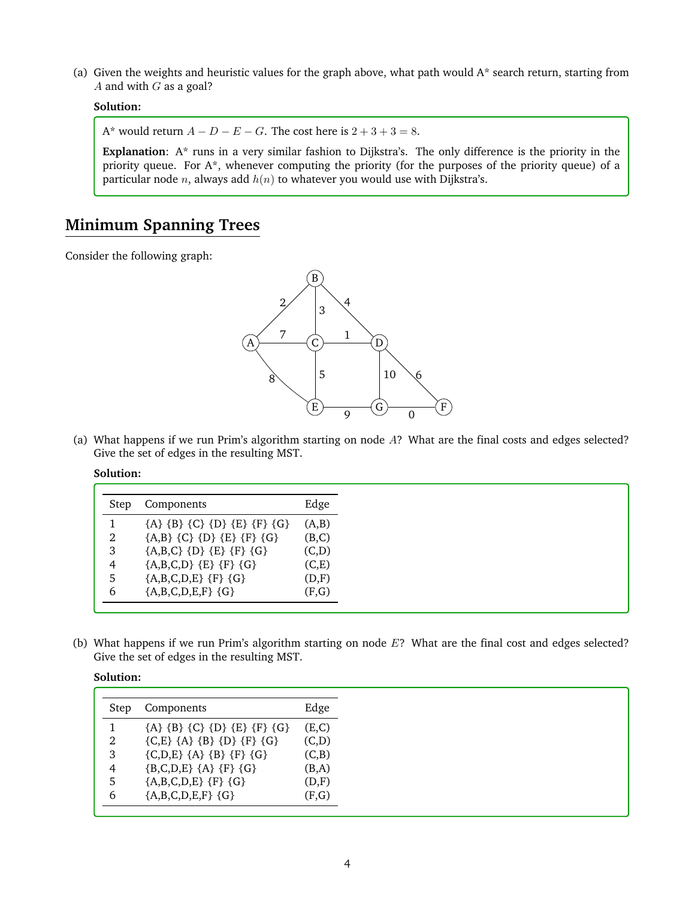(a) Given the weights and heuristic values for the graph above, what path would A* search return, starting from $A$ and with $G$ as a goal?

**Solution:**

A* would return $A - D - E - G$. The cost here is $2 + 3 + 3 = 8$.

**Explanation**: A* runs in a very similar fashion to Dijkstra's. The only difference is the priority in the priority queue. For A*, whenever computing the priority (for the purposes of the priority queue) of a particular node $n$, always add $h(n)$ to whatever you would use with Dijkstra's.

## Minimum Spanning Trees

Consider the following graph:

(a) What happens if we run Prim's algorithm starting on node $A$? What are the final costs and edges selected? Give the set of edges in the resulting MST.

**Solution:**

| Step | Components | Edge |
|---|---|---|
| 1 | {A} {B} {C} {D} {E} {F} {G} | (A,B) |
| 2 | {A,B} {C} {D} {E} {F} {G} | (B,C) |
| 3 | {A,B,C} {D} {E} {F} {G} | (C,D) |
| 4 | {A,B,C,D} {E} {F} {G} | (C,E) |
| 5 | {A,B,C,D,E} {F} {G} | (D,F) |
| 6 | {A,B,C,D,E,F} {G} | (F,G) |

(b) What happens if we run Prim's algorithm starting on node $E$? What are the final cost and edges selected? Give the set of edges in the resulting MST.

**Solution:**

| Step | Components | Edge |
|---|---|---|
| 1 | {A} {B} {C} {D} {E} {F} {G} | (E,C) |
| 2 | {C,E} {A} {B} {D} {F} {G} | (C,D) |
| 3 | {C,D,E} {A} {B} {F} {G} | (C,B) |
| 4 | {B,C,D,E} {A} {F} {G} | (B,A) |
| 5 | {A,B,C,D,E} {F} {G} | (D,F) |
| 6 | {A,B,C,D,E,F} {G} | (F,G) |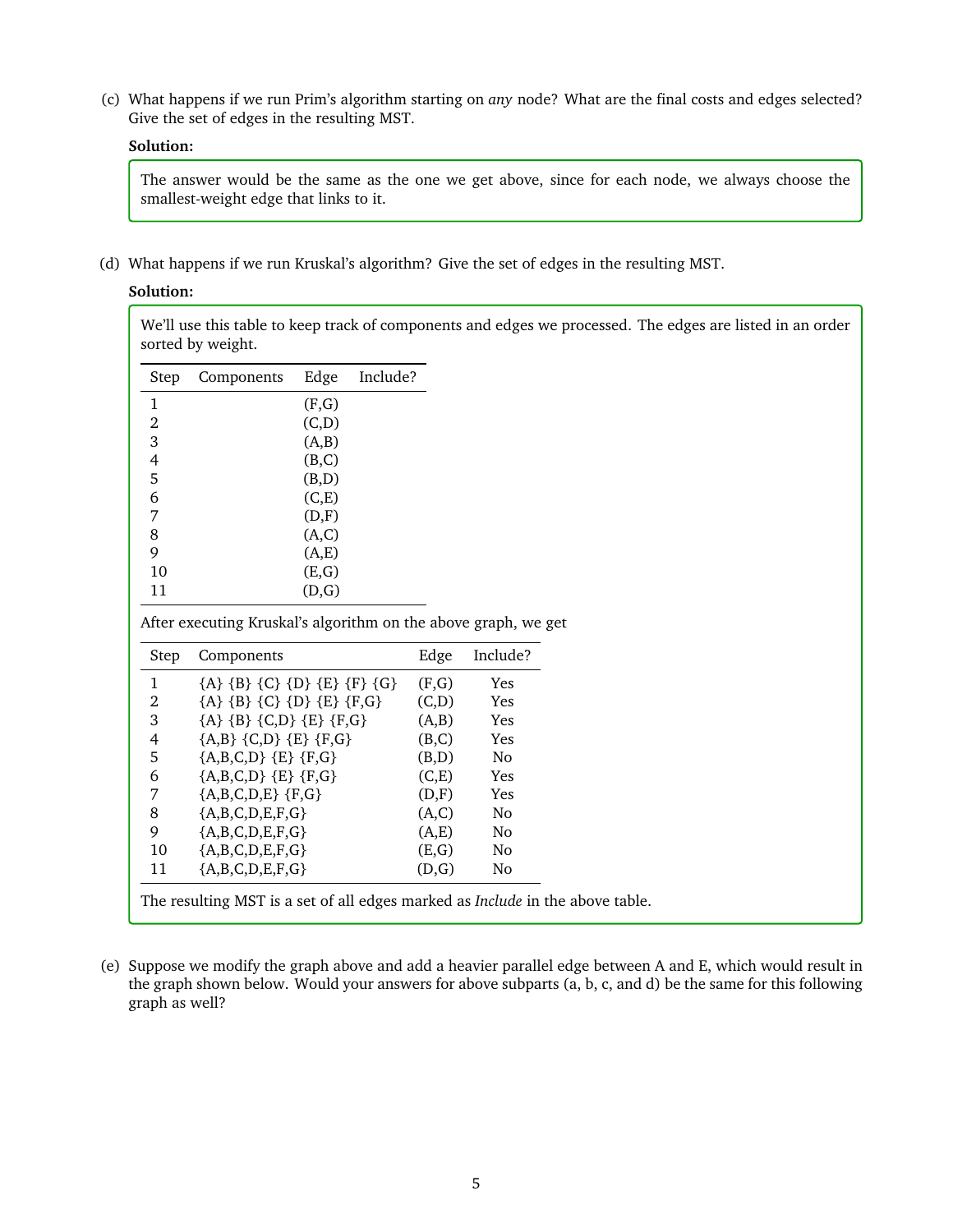(c) What happens if we run Prim's algorithm starting on *any* node? What are the final costs and edges selected? Give the set of edges in the resulting MST.

**Solution:**

The answer would be the same as the one we get above, since for each node, we always choose the smallest-weight edge that links to it.

(d) What happens if we run Kruskal's algorithm? Give the set of edges in the resulting MST.

**Solution:**

We'll use this table to keep track of components and edges we processed. The edges are listed in an order sorted by weight.

| Step | Components | Edge | Include? |
|---|---|---|---|
| 1 | | (F,G) | |
| 2 | | (C,D) | |
| 3 | | (A,B) | |
| 4 | | (B,C) | |
| 5 | | (B,D) | |
| 6 | | (C,E) | |
| 7 | | (D,F) | |
| 8 | | (A,C) | |
| 9 | | (A,E) | |
| 10 | | (E,G) | |
| 11 | | (D,G) | |

After executing Kruskal's algorithm on the above graph, we get

| Step | Components | Edge | Include? |
|---|---|---|---|
| 1 | {A} {B} {C} {D} {E} {F} {G} | (F,G) | Yes |
| 2 | {A} {B} {C} {D} {E} {F,G} | (C,D) | Yes |
| 3 | {A} {B} {C,D} {E} {F,G} | (A,B) | Yes |
| 4 | {A,B} {C,D} {E} {F,G} | (B,C) | Yes |
| 5 | {A,B,C,D} {E} {F,G} | (B,D) | No |
| 6 | {A,B,C,D} {E} {F,G} | (C,E) | Yes |
| 7 | {A,B,C,D,E} {F,G} | (D,F) | Yes |
| 8 | {A,B,C,D,E,F,G} | (A,C) | No |
| 9 | {A,B,C,D,E,F,G} | (A,E) | No |
| 10 | {A,B,C,D,E,F,G} | (E,G) | No |
| 11 | {A,B,C,D,E,F,G} | (D,G) | No |

The resulting MST is a set of all edges marked as *Include* in the above table.

(e) Suppose we modify the graph above and add a heavier parallel edge between A and E, which would result in the graph shown below. Would your answers for above subparts (a, b, c, and d) be the same for this following graph as well?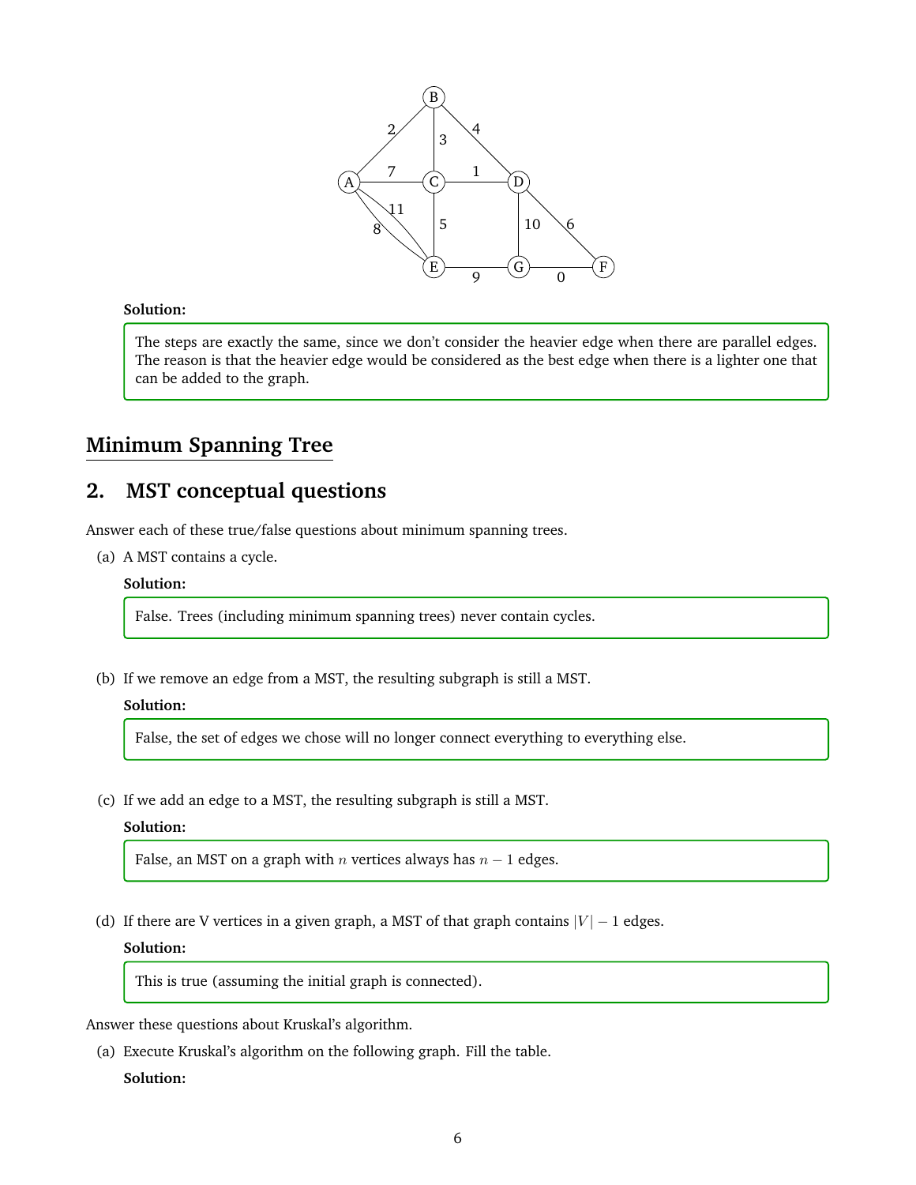**Solution:**

The steps are exactly the same, since we don't consider the heavier edge when there are parallel edges. The reason is that the heavier edge would be considered as the best edge when there is a lighter one that can be added to the graph.

## Minimum Spanning Tree

## 2. MST conceptual questions

Answer each of these true/false questions about minimum spanning trees.

(a) A MST contains a cycle.

**Solution:**

False. Trees (including minimum spanning trees) never contain cycles.

(b) If we remove an edge from a MST, the resulting subgraph is still a MST.

**Solution:**

False, the set of edges we chose will no longer connect everything to everything else.

(c) If we add an edge to a MST, the resulting subgraph is still a MST.

**Solution:**

False, an MST on a graph with $n$ vertices always has $n - 1$ edges.

(d) If there are V vertices in a given graph, a MST of that graph contains $|V| - 1$ edges.

**Solution:**

This is true (assuming the initial graph is connected).

Answer these questions about Kruskal's algorithm.

(a) Execute Kruskal's algorithm on the following graph. Fill the table.

**Solution:**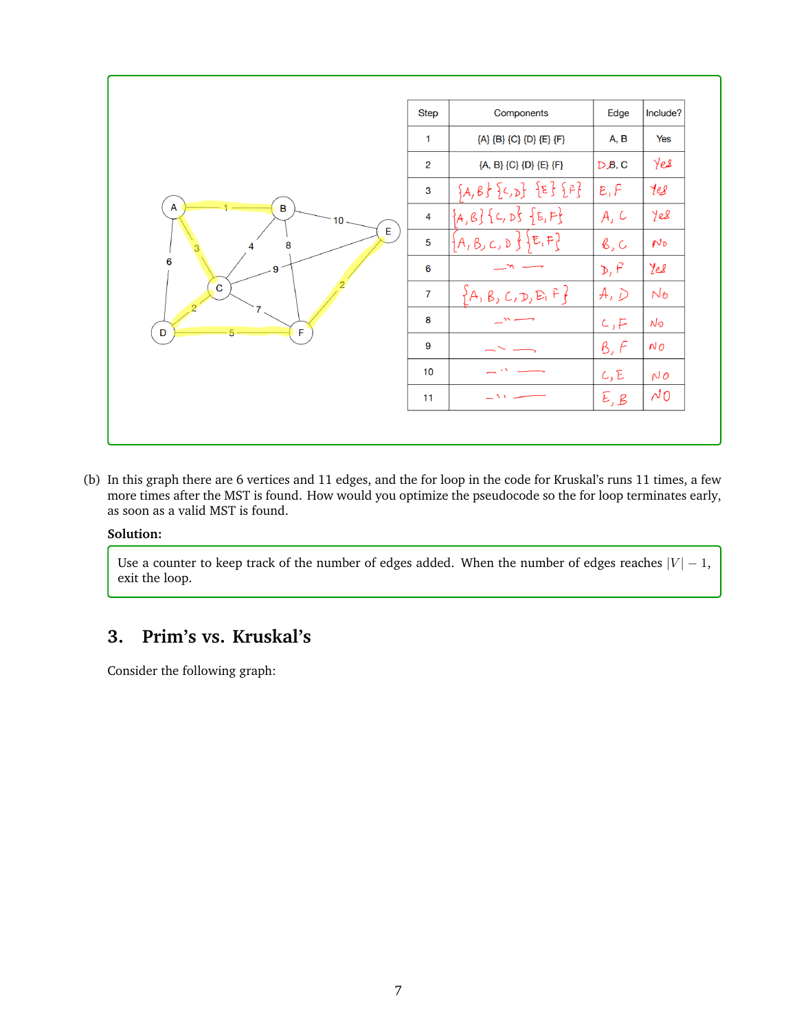| Step | Components | Edge | Include? |
| --- | --- | --- | --- |
| 1 | {A} {B} {C} {D} {E} {F} | A, B | Yes |
| 2 | {A, B} {C} {D} {E} {F} | D, C | Yes |
| 3 | {A, B} {C, D} {E} {F} | E, F | Yes |
| 4 | {A, B} {C, D} {E, F} | A, C | Yes |
| 5 | {A, B, C, D} {E, F} | B, C | No |
| 6 | " | D, F | Yes |
| 7 | {A, B, C, D, E, F} | A, D | No |
| 8 | " | C, F | No |
| 9 | " | B, F | No |
| 10 | " | C, E | No |
| 11 | " | E, B | No |

(b) In this graph there are 6 vertices and 11 edges, and the for loop in the code for Kruskal's runs 11 times, a few more times after the MST is found. How would you optimize the pseudocode so the for loop terminates early, as soon as a valid MST is found.

**Solution:**

Use a counter to keep track of the number of edges added. When the number of edges reaches $|V| - 1$, exit the loop.

## 3. Prim's vs. Kruskal's

Consider the following graph: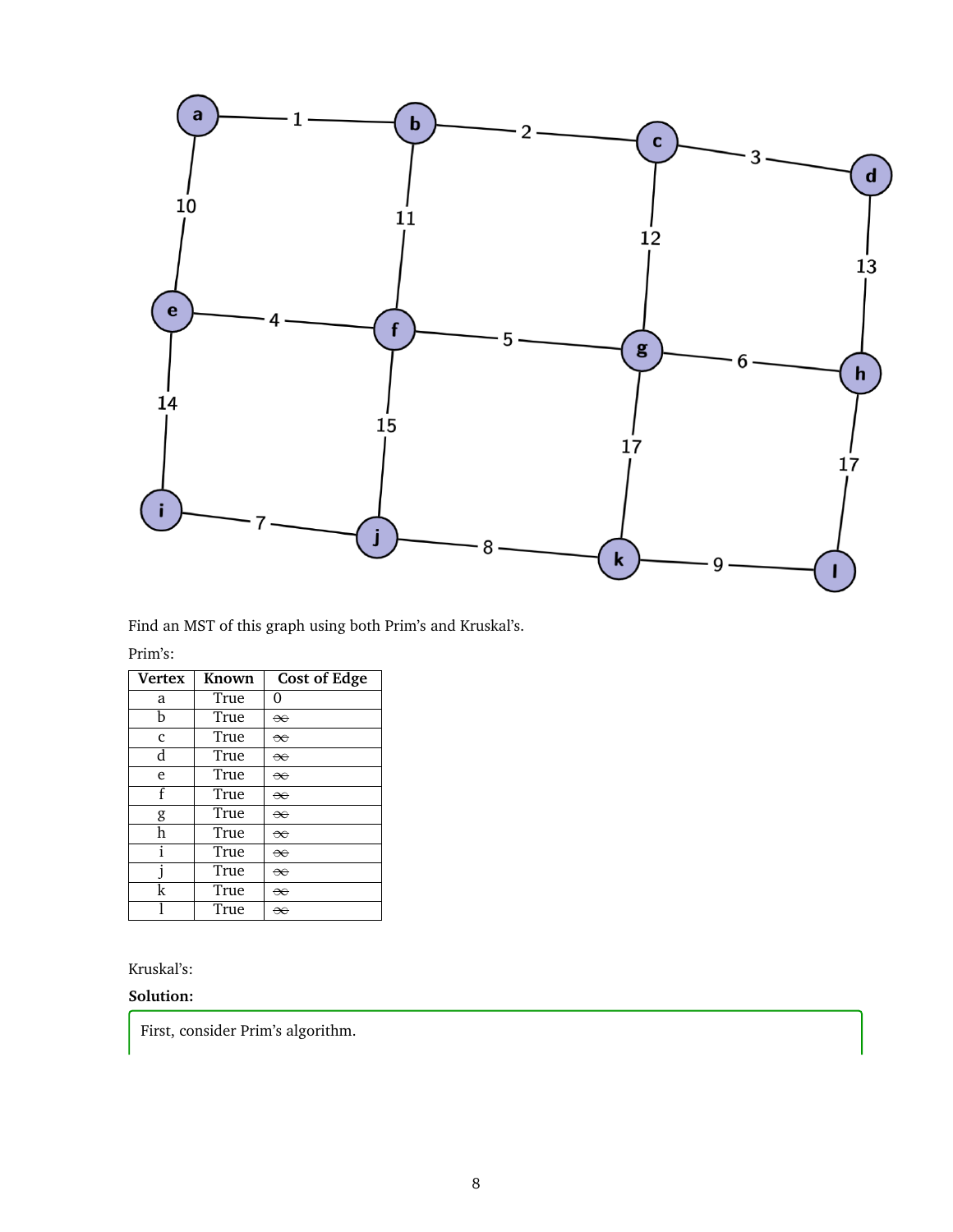Find an MST of this graph using both Prim's and Kruskal's.

Prim's:

| Vertex | Known | Cost of Edge |
| --- | --- | --- |
| a | True | 0 |
| b | True | ~~∞~~ |
| c | True | ~~∞~~ |
| d | True | ~~∞~~ |
| e | True | ~~∞~~ |
| f | True | ~~∞~~ |
| g | True | ~~∞~~ |
| h | True | ~~∞~~ |
| i | True | ~~∞~~ |
| j | True | ~~∞~~ |
| k | True | ~~∞~~ |
| l | True | ~~∞~~ |

Kruskal's:

**Solution:**

First, consider Prim's algorithm.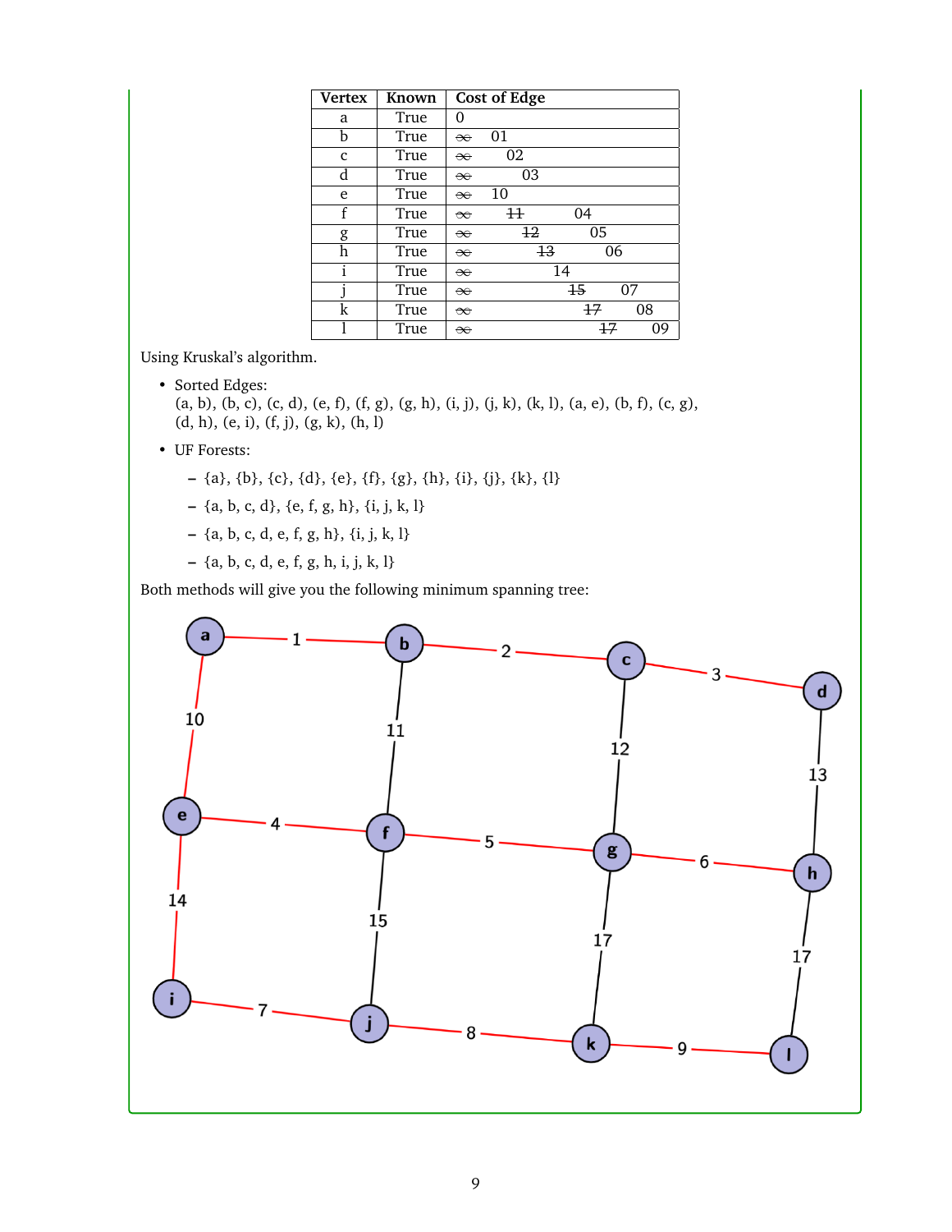| Vertex | Known | Cost of Edge |
| --- | --- | --- |
| a | True | 0 |
| b | True | ~~∞~~ 01 |
| c | True | ~~∞~~ 02 |
| d | True | ~~∞~~ 03 |
| e | True | ~~∞~~ 10 |
| f | True | ~~∞~~ ~~11~~ 04 |
| g | True | ~~∞~~ ~~12~~ 05 |
| h | True | ~~∞~~ ~~13~~ 06 |
| i | True | ~~∞~~ 14 |
| j | True | ~~∞~~ ~~15~~ 07 |
| k | True | ~~∞~~ ~~17~~ 08 |
| l | True | ~~∞~~ ~~17~~ 09 |

Using Kruskal's algorithm.

- Sorted Edges:
  (a, b), (b, c), (c, d), (e, f), (f, g), (g, h), (i, j), (j, k), (k, l), (a, e), (b, f), (c, g), (d, h), (e, i), (f, j), (g, k), (h, l)
- UF Forests:
  - {a}, {b}, {c}, {d}, {e}, {f}, {g}, {h}, {i}, {j}, {k}, {l}
  - {a, b, c, d}, {e, f, g, h}, {i, j, k, l}
  - {a, b, c, d, e, f, g, h}, {i, j, k, l}
  - {a, b, c, d, e, f, g, h, i, j, k, l}

Both methods will give you the following minimum spanning tree: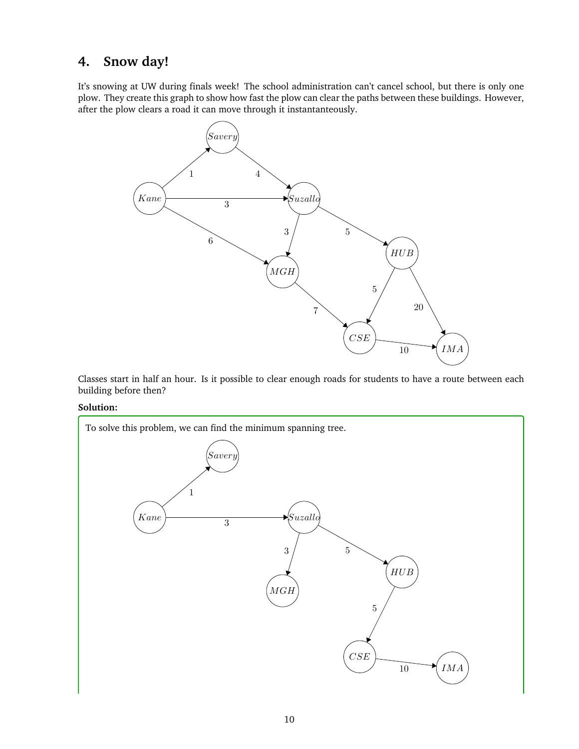## 4. Snow day!

It's snowing at UW during finals week! The school administration can't cancel school, but there is only one plow. They create this graph to show how fast the plow can clear the paths between these buildings. However, after the plow clears a road it can move through it instantanteously.

Classes start in half an hour. Is it possible to clear enough roads for students to have a route between each building before then?

**Solution:**

To solve this problem, we can find the minimum spanning tree.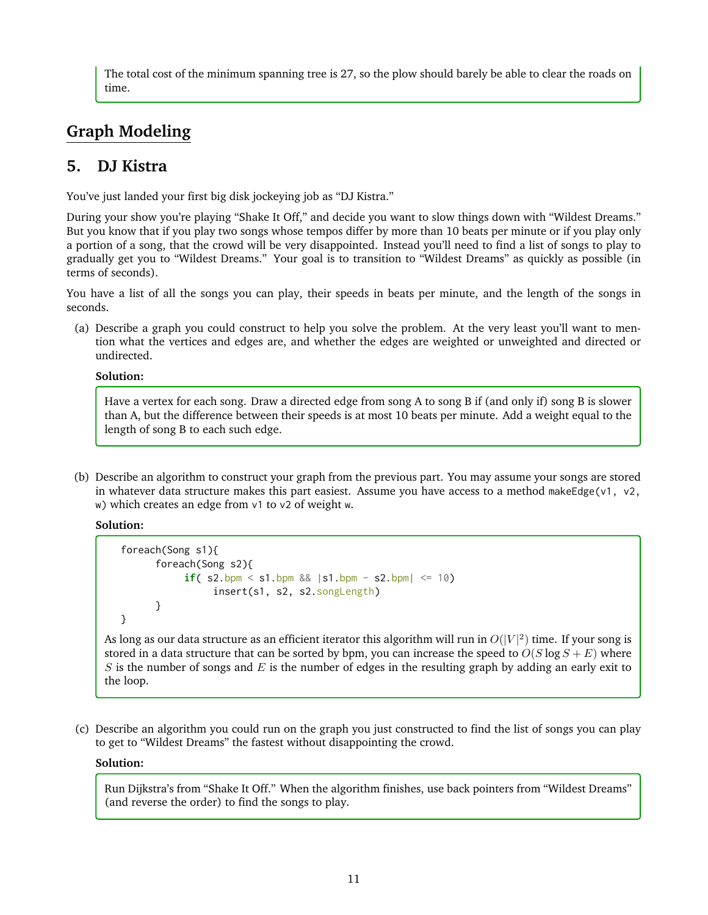The total cost of the minimum spanning tree is 27, so the plow should barely be able to clear the roads on time.

## Graph Modeling

## 5. DJ Kistra

You've just landed your first big disk jockeying job as "DJ Kistra."

During your show you're playing "Shake It Off," and decide you want to slow things down with "Wildest Dreams." But you know that if you play two songs whose tempos differ by more than 10 beats per minute or if you play only a portion of a song, that the crowd will be very disappointed. Instead you'll need to find a list of songs to play to gradually get you to "Wildest Dreams." Your goal is to transition to "Wildest Dreams" as quickly as possible (in terms of seconds).

You have a list of all the songs you can play, their speeds in beats per minute, and the length of the songs in seconds.

(a) Describe a graph you could construct to help you solve the problem. At the very least you'll want to mention what the vertices and edges are, and whether the edges are weighted or unweighted and directed or undirected.

**Solution:**

Have a vertex for each song. Draw a directed edge from song A to song B if (and only if) song B is slower than A, but the difference between their speeds is at most 10 beats per minute. Add a weight equal to the length of song B to each such edge.

(b) Describe an algorithm to construct your graph from the previous part. You may assume your songs are stored in whatever data structure makes this part easiest. Assume you have access to a method `makeEdge(v1, v2, w)` which creates an edge from `v1` to `v2` of weight `w`.

**Solution:**

```
foreach(Song s1){
      foreach(Song s2){
            if( s2.bpm < s1.bpm && |s1.bpm - s2.bpm| <= 10)
                  insert(s1, s2, s2.songLength)
      }
}
```

As long as our data structure as an efficient iterator this algorithm will run in $O(|V|^2)$ time. If your song is stored in a data structure that can be sorted by bpm, you can increase the speed to $O(S \log S + E)$ where $S$ is the number of songs and $E$ is the number of edges in the resulting graph by adding an early exit to the loop.

(c) Describe an algorithm you could run on the graph you just constructed to find the list of songs you can play to get to "Wildest Dreams" the fastest without disappointing the crowd.

**Solution:**

Run Dijkstra's from "Shake It Off." When the algorithm finishes, use back pointers from "Wildest Dreams" (and reverse the order) to find the songs to play.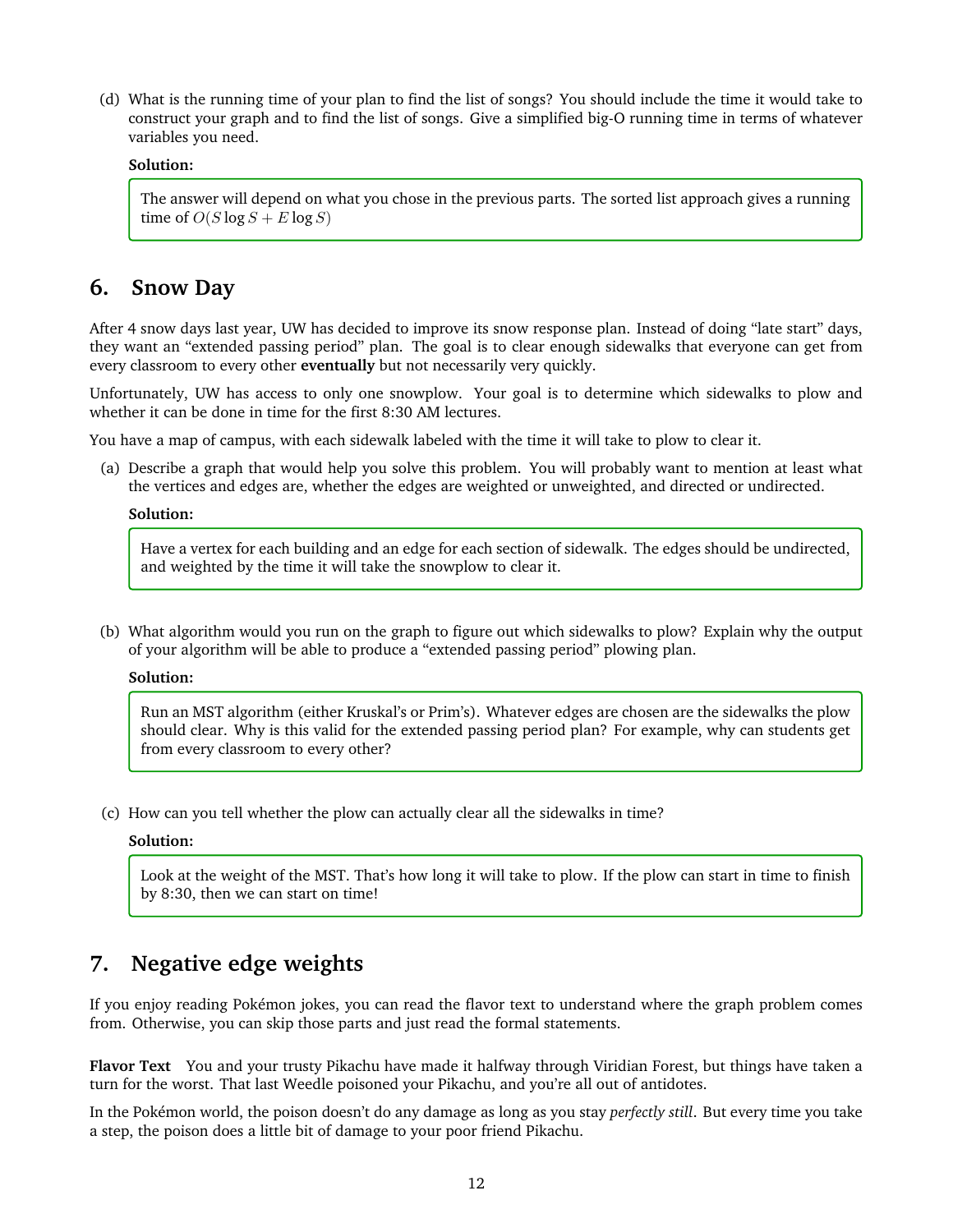(d) What is the running time of your plan to find the list of songs? You should include the time it would take to construct your graph and to find the list of songs. Give a simplified big-O running time in terms of whatever variables you need.

**Solution:**

> The answer will depend on what you chose in the previous parts. The sorted list approach gives a running time of $O(S \log S + E \log S)$

## 6. Snow Day

After 4 snow days last year, UW has decided to improve its snow response plan. Instead of doing "late start" days, they want an "extended passing period" plan. The goal is to clear enough sidewalks that everyone can get from every classroom to every other **eventually** but not necessarily very quickly.

Unfortunately, UW has access to only one snowplow. Your goal is to determine which sidewalks to plow and whether it can be done in time for the first 8:30 AM lectures.

You have a map of campus, with each sidewalk labeled with the time it will take to plow to clear it.

(a) Describe a graph that would help you solve this problem. You will probably want to mention at least what the vertices and edges are, whether the edges are weighted or unweighted, and directed or undirected.

**Solution:**

> Have a vertex for each building and an edge for each section of sidewalk. The edges should be undirected, and weighted by the time it will take the snowplow to clear it.

(b) What algorithm would you run on the graph to figure out which sidewalks to plow? Explain why the output of your algorithm will be able to produce a "extended passing period" plowing plan.

**Solution:**

> Run an MST algorithm (either Kruskal's or Prim's). Whatever edges are chosen are the sidewalks the plow should clear. Why is this valid for the extended passing period plan? For example, why can students get from every classroom to every other?

(c) How can you tell whether the plow can actually clear all the sidewalks in time?

**Solution:**

> Look at the weight of the MST. That's how long it will take to plow. If the plow can start in time to finish by 8:30, then we can start on time!

## 7. Negative edge weights

If you enjoy reading Pokémon jokes, you can read the flavor text to understand where the graph problem comes from. Otherwise, you can skip those parts and just read the formal statements.

**Flavor Text** You and your trusty Pikachu have made it halfway through Viridian Forest, but things have taken a turn for the worst. That last Weedle poisoned your Pikachu, and you're all out of antidotes.

In the Pokémon world, the poison doesn't do any damage as long as you stay *perfectly still*. But every time you take a step, the poison does a little bit of damage to your poor friend Pikachu.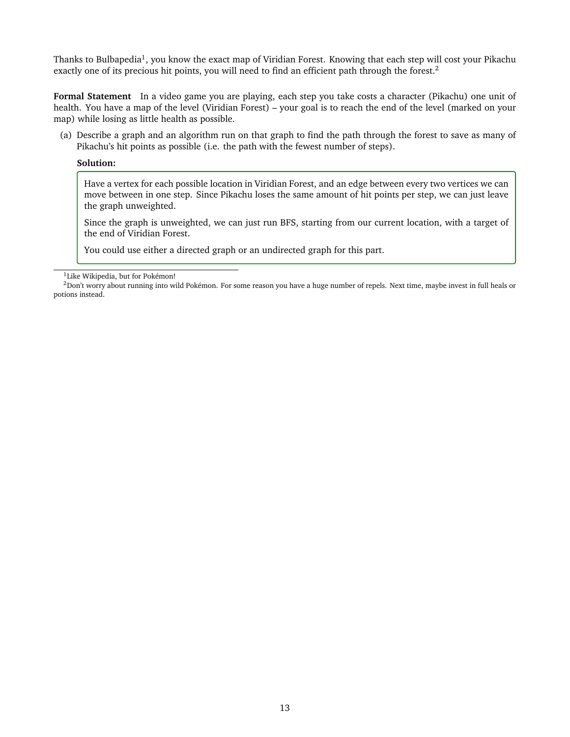Thanks to Bulbapedia[1], you know the exact map of Viridian Forest. Knowing that each step will cost your Pikachu exactly one of its precious hit points, you will need to find an efficient path through the forest.[2]

**Formal Statement** In a video game you are playing, each step you take costs a character (Pikachu) one unit of health. You have a map of the level (Viridian Forest) – your goal is to reach the end of the level (marked on your map) while losing as little health as possible.

(a) Describe a graph and an algorithm run on that graph to find the path through the forest to save as many of Pikachu's hit points as possible (i.e. the path with the fewest number of steps).

**Solution:**

> Have a vertex for each possible location in Viridian Forest, and an edge between every two vertices we can move between in one step. Since Pikachu loses the same amount of hit points per step, we can just leave the graph unweighted.
>
> Since the graph is unweighted, we can just run BFS, starting from our current location, with a target of the end of Viridian Forest.
>
> You could use either a directed graph or an undirected graph for this part.

---

[1] Like Wikipedia, but for Pokémon!

[2] Don't worry about running into wild Pokémon. For some reason you have a huge number of repels. Next time, maybe invest in full heals or potions instead.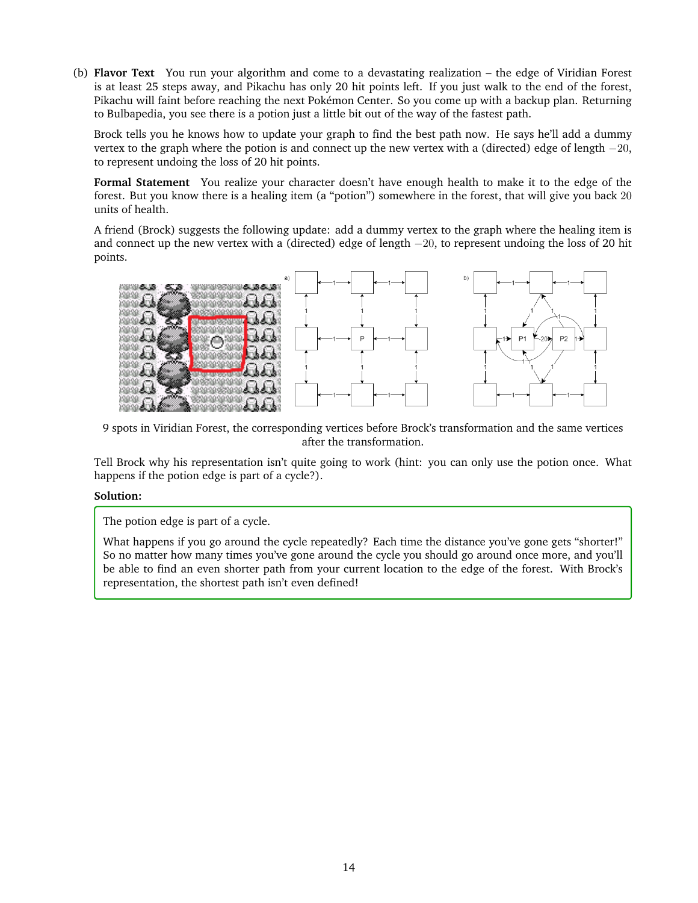(b) **Flavor Text** You run your algorithm and come to a devastating realization – the edge of Viridian Forest is at least 25 steps away, and Pikachu has only 20 hit points left. If you just walk to the end of the forest, Pikachu will faint before reaching the next Pokémon Center. So you come up with a backup plan. Returning to Bulbapedia, you see there is a potion just a little bit out of the way of the fastest path.

Brock tells you he knows how to update your graph to find the best path now. He says he'll add a dummy vertex to the graph where the potion is and connect up the new vertex with a (directed) edge of length $-20$, to represent undoing the loss of 20 hit points.

**Formal Statement** You realize your character doesn't have enough health to make it to the edge of the forest. But you know there is a healing item (a "potion") somewhere in the forest, that will give you back $20$ units of health.

A friend (Brock) suggests the following update: add a dummy vertex to the graph where the healing item is and connect up the new vertex with a (directed) edge of length $-20$, to represent undoing the loss of 20 hit points.

9 spots in Viridian Forest, the corresponding vertices before Brock's transformation and the same vertices after the transformation.

Tell Brock why his representation isn't quite going to work (hint: you can only use the potion once. What happens if the potion edge is part of a cycle?).

**Solution:**

The potion edge is part of a cycle.

What happens if you go around the cycle repeatedly? Each time the distance you've gone gets "shorter!" So no matter how many times you've gone around the cycle you should go around once more, and you'll be able to find an even shorter path from your current location to the edge of the forest. With Brock's representation, the shortest path isn't even defined!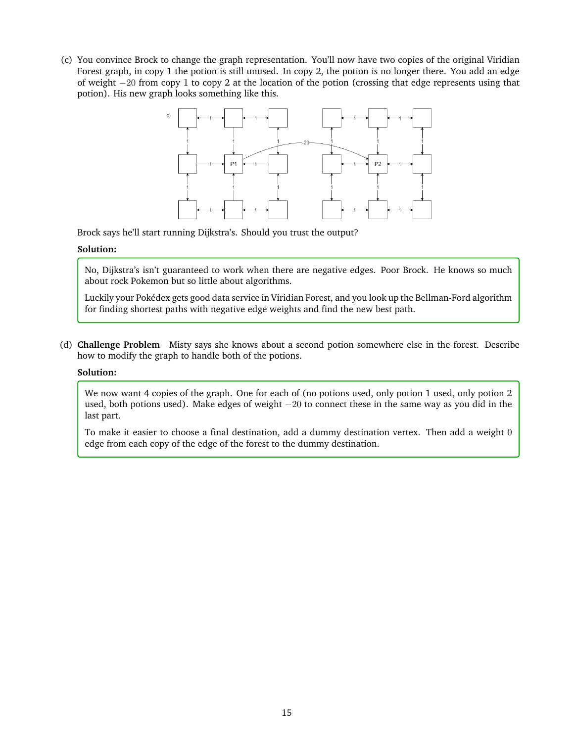(c) You convince Brock to change the graph representation. You'll now have two copies of the original Viridian Forest graph, in copy 1 the potion is still unused. In copy 2, the potion is no longer there. You add an edge of weight $-20$ from copy 1 to copy 2 at the location of the potion (crossing that edge represents using that potion). His new graph looks something like this.

c)

1 1 1 1
1 1 1 1 1 1
-20
1 1 1 1
P1 P2
1 1 1 1 1 1
1 1 1 1

Brock says he'll start running Dijkstra's. Should you trust the output?

**Solution:**

No, Dijkstra's isn't guaranteed to work when there are negative edges. Poor Brock. He knows so much about rock Pokemon but so little about algorithms.

Luckily your Pokédex gets good data service in Viridian Forest, and you look up the Bellman-Ford algorithm for finding shortest paths with negative edge weights and find the new best path.

(d) **Challenge Problem** Misty says she knows about a second potion somewhere else in the forest. Describe how to modify the graph to handle both of the potions.

**Solution:**

We now want 4 copies of the graph. One for each of (no potions used, only potion 1 used, only potion 2 used, both potions used). Make edges of weight $-20$ to connect these in the same way as you did in the last part.

To make it easier to choose a final destination, add a dummy destination vertex. Then add a weight $0$ edge from each copy of the edge of the forest to the dummy destination.